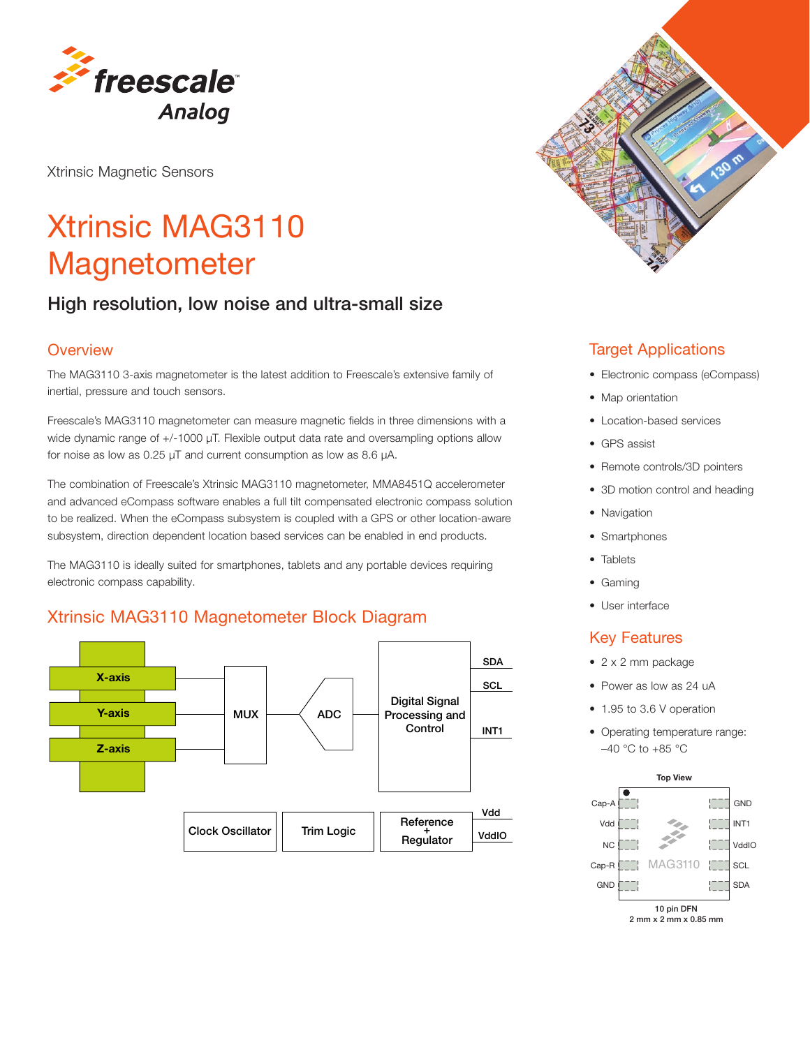freescale Analog

Xtrinsic Magnetic Sensors

# Xtrinsic MAG3110 Magnetometer

### High resolution, low noise and ultra-small size

## Overview

The MAG3110 3-axis magnetometer is the latest addition to Freescale's extensive family of inertial, pressure and touch sensors.

Freescale's MAG3110 magnetometer can measure magnetic fields in three dimensions with a wide dynamic range of +/-1000 µT. Flexible output data rate and oversampling options allow for noise as low as 0.25 µT and current consumption as low as 8.6 µA.

The combination of Freescale's Xtrinsic MAG3110 magnetometer, MMA8451Q accelerometer and advanced eCompass software enables a full tilt compensated electronic compass solution to be realized. When the eCompass subsystem is coupled with a GPS or other location-aware subsystem, direction dependent location based services can be enabled in end products.

The MAG3110 is ideally suited for smartphones, tablets and any portable devices requiring electronic compass capability.

## Xtrinsic MAG3110 Magnetometer Block Diagram

X-axis, Y-axis, Z-axis → MUX → ADC → Digital Signal Processing and Control → SDA, SCL, INT1

Clock Oscillator | Trim Logic | Reference + Regulator → Vdd, VddIO

## Target Applications

- Electronic compass (eCompass)
- Map orientation
- Location-based services
- GPS assist
- Remote controls/3D pointers
- 3D motion control and heading
- Navigation
- Smartphones
- Tablets
- Gaming
- User interface

## Key Features

- 2 x 2 mm package
- Power as low as 24 uA
- 1.95 to 3.6 V operation
- Operating temperature range: –40 °C to +85 °C

**Top View**

| Left pins | Right pins |
| --- | --- |
| Cap-A | GND |
| Vdd | INT1 |
| NC | VddIO |
| Cap-R | SCL |
| GND | SDA |

MAG3110

10 pin DFN
2 mm x 2 mm x 0.85 mm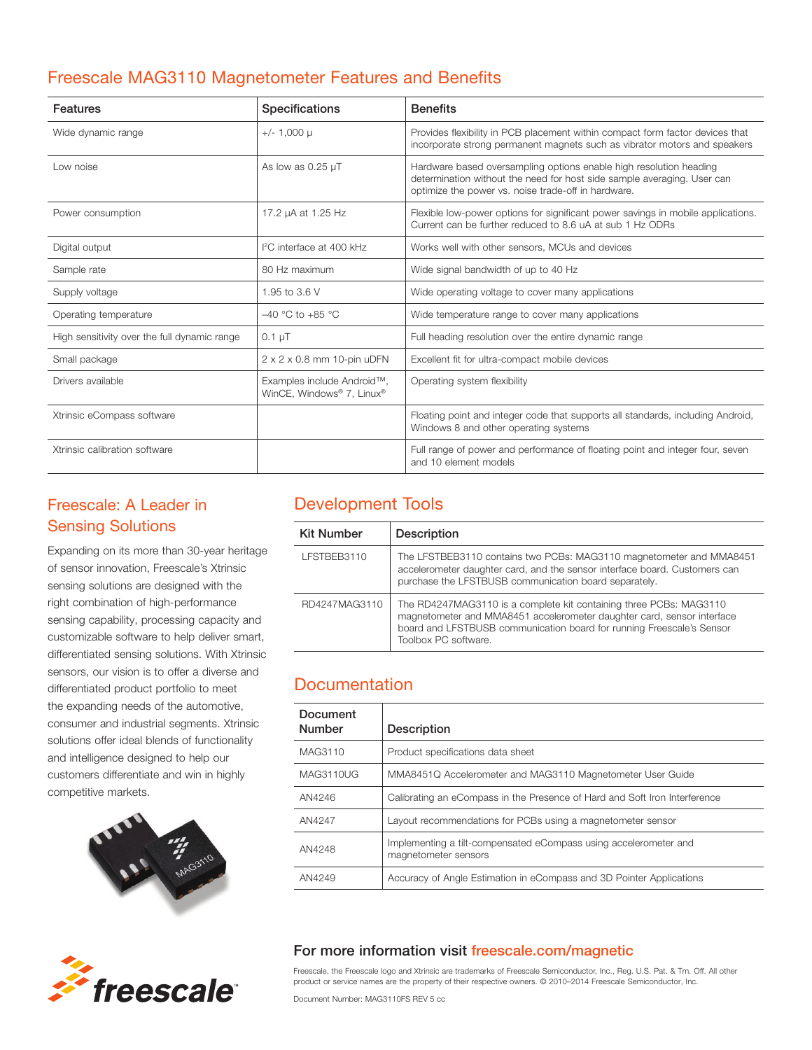## Freescale MAG3110 Magnetometer Features and Benefits

| Features | Specifications | Benefits |
|---|---|---|
| Wide dynamic range | +/- 1,000 µ | Provides flexibility in PCB placement within compact form factor devices that incorporate strong permanent magnets such as vibrator motors and speakers |
| Low noise | As low as 0.25 µT | Hardware based oversampling options enable high resolution heading determination without the need for host side sample averaging. User can optimize the power vs. noise trade-off in hardware. |
| Power consumption | 17.2 µA at 1.25 Hz | Flexible low-power options for significant power savings in mobile applications. Current can be further reduced to 8.6 uA at sub 1 Hz ODRs |
| Digital output | I²C interface at 400 kHz | Works well with other sensors, MCUs and devices |
| Sample rate | 80 Hz maximum | Wide signal bandwidth of up to 40 Hz |
| Supply voltage | 1.95 to 3.6 V | Wide operating voltage to cover many applications |
| Operating temperature | –40 °C to +85 °C | Wide temperature range to cover many applications |
| High sensitivity over the full dynamic range | 0.1 µT | Full heading resolution over the entire dynamic range |
| Small package | 2 x 2 x 0.8 mm 10-pin uDFN | Excellent fit for ultra-compact mobile devices |
| Drivers available | Examples include Android™, WinCE, Windows® 7, Linux® | Operating system flexibility |
| Xtrinsic eCompass software | | Floating point and integer code that supports all standards, including Android, Windows 8 and other operating systems |
| Xtrinsic calibration software | | Full range of power and performance of floating point and integer four, seven and 10 element models |

## Freescale: A Leader in Sensing Solutions

Expanding on its more than 30-year heritage of sensor innovation, Freescale's Xtrinsic sensing solutions are designed with the right combination of high-performance sensing capability, processing capacity and customizable software to help deliver smart, differentiated sensing solutions. With Xtrinsic sensors, our vision is to offer a diverse and differentiated product portfolio to meet the expanding needs of the automotive, consumer and industrial segments. Xtrinsic solutions offer ideal blends of functionality and intelligence designed to help our customers differentiate and win in highly competitive markets.

## Development Tools

| Kit Number | Description |
|---|---|
| LFSTBEB3110 | The LFSTBEB3110 contains two PCBs: MAG3110 magnetometer and MMA8451 accelerometer daughter card, and the sensor interface board. Customers can purchase the LFSTBUSB communication board separately. |
| RD4247MAG3110 | The RD4247MAG3110 is a complete kit containing three PCBs: MAG3110 magnetometer and MMA8451 accelerometer daughter card, sensor interface board and LFSTBUSB communication board for running Freescale's Sensor Toolbox PC software. |

## Documentation

| Document Number | Description |
|---|---|
| MAG3110 | Product specifications data sheet |
| MAG3110UG | MMA8451Q Accelerometer and MAG3110 Magnetometer User Guide |
| AN4246 | Calibrating an eCompass in the Presence of Hard and Soft Iron Interference |
| AN4247 | Layout recommendations for PCBs using a magnetometer sensor |
| AN4248 | Implementing a tilt-compensated eCompass using accelerometer and magnetometer sensors |
| AN4249 | Accuracy of Angle Estimation in eCompass and 3D Pointer Applications |

### For more information visit freescale.com/magnetic

Freescale, the Freescale logo and Xtrinsic are trademarks of Freescale Semiconductor, Inc., Reg. U.S. Pat. & Tm. Off. All other product or service names are the property of their respective owners. © 2010–2014 Freescale Semiconductor, Inc.

Document Number: MAG3110FS REV 5 cc